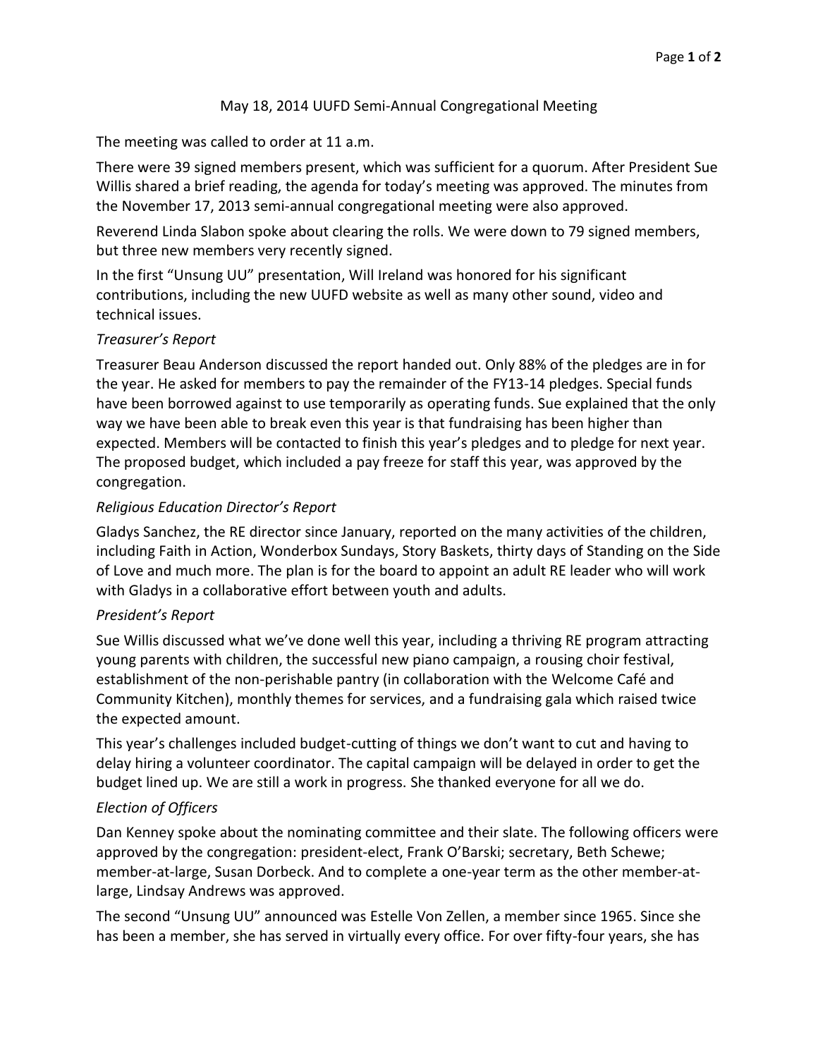# May 18, 2014 UUFD Semi-Annual Congregational Meeting

The meeting was called to order at 11 a.m.

There were 39 signed members present, which was sufficient for a quorum. After President Sue Willis shared a brief reading, the agenda for today's meeting was approved. The minutes from the November 17, 2013 semi-annual congregational meeting were also approved.

Reverend Linda Slabon spoke about clearing the rolls. We were down to 79 signed members, but three new members very recently signed.

In the first "Unsung UU" presentation, Will Ireland was honored for his significant contributions, including the new UUFD website as well as many other sound, video and technical issues.

*Treasurer's Report*

Treasurer Beau Anderson discussed the report handed out. Only 88% of the pledges are in for the year. He asked for members to pay the remainder of the FY13-14 pledges. Special funds have been borrowed against to use temporarily as operating funds. Sue explained that the only way we have been able to break even this year is that fundraising has been higher than expected. Members will be contacted to finish this year's pledges and to pledge for next year. The proposed budget, which included a pay freeze for staff this year, was approved by the congregation.

*Religious Education Director's Report*

Gladys Sanchez, the RE director since January, reported on the many activities of the children, including Faith in Action, Wonderbox Sundays, Story Baskets, thirty days of Standing on the Side of Love and much more. The plan is for the board to appoint an adult RE leader who will work with Gladys in a collaborative effort between youth and adults.

*President's Report*

Sue Willis discussed what we've done well this year, including a thriving RE program attracting young parents with children, the successful new piano campaign, a rousing choir festival, establishment of the non-perishable pantry (in collaboration with the Welcome Café and Community Kitchen), monthly themes for services, and a fundraising gala which raised twice the expected amount.

This year's challenges included budget-cutting of things we don't want to cut and having to delay hiring a volunteer coordinator. The capital campaign will be delayed in order to get the budget lined up. We are still a work in progress. She thanked everyone for all we do.

*Election of Officers*

Dan Kenney spoke about the nominating committee and their slate. The following officers were approved by the congregation: president-elect, Frank O'Barski; secretary, Beth Schewe; member-at-large, Susan Dorbeck. And to complete a one-year term as the other member-at-large, Lindsay Andrews was approved.

The second "Unsung UU" announced was Estelle Von Zellen, a member since 1965. Since she has been a member, she has served in virtually every office. For over fifty-four years, she has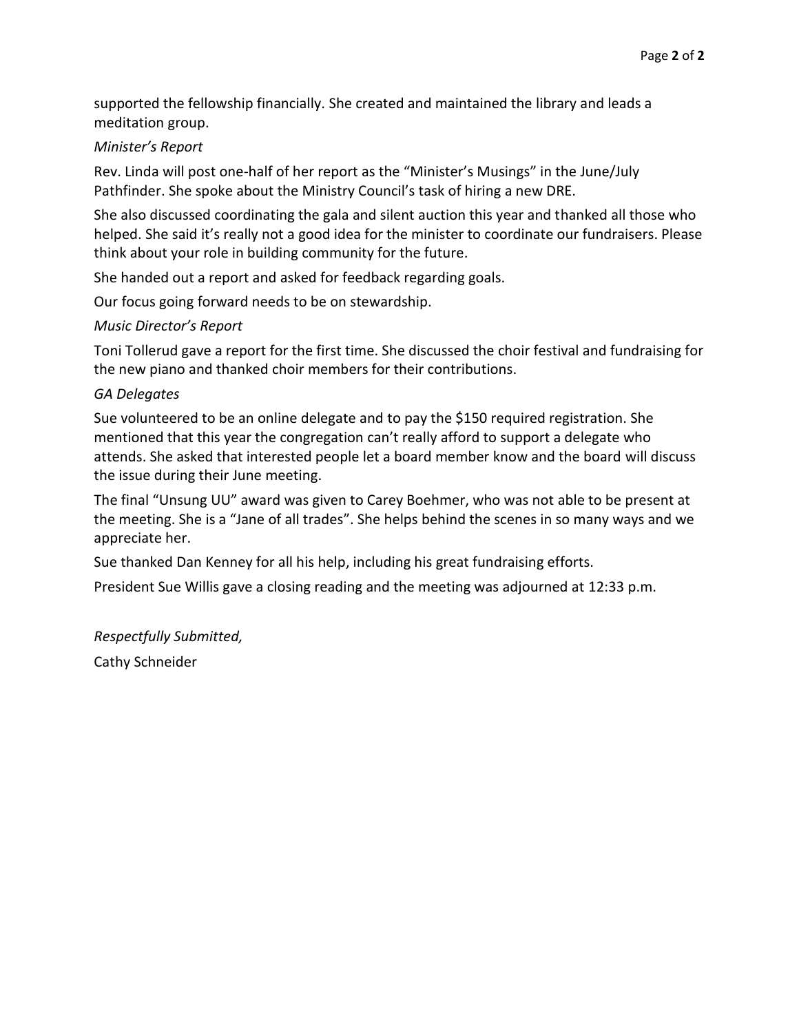supported the fellowship financially. She created and maintained the library and leads a meditation group.

*Minister's Report*

Rev. Linda will post one-half of her report as the "Minister's Musings" in the June/July Pathfinder. She spoke about the Ministry Council's task of hiring a new DRE.

She also discussed coordinating the gala and silent auction this year and thanked all those who helped. She said it's really not a good idea for the minister to coordinate our fundraisers. Please think about your role in building community for the future.

She handed out a report and asked for feedback regarding goals.

Our focus going forward needs to be on stewardship.

*Music Director's Report*

Toni Tollerud gave a report for the first time. She discussed the choir festival and fundraising for the new piano and thanked choir members for their contributions.

*GA Delegates*

Sue volunteered to be an online delegate and to pay the $150 required registration. She mentioned that this year the congregation can't really afford to support a delegate who attends. She asked that interested people let a board member know and the board will discuss the issue during their June meeting.

The final "Unsung UU" award was given to Carey Boehmer, who was not able to be present at the meeting. She is a "Jane of all trades". She helps behind the scenes in so many ways and we appreciate her.

Sue thanked Dan Kenney for all his help, including his great fundraising efforts.

President Sue Willis gave a closing reading and the meeting was adjourned at 12:33 p.m.

*Respectfully Submitted,*

Cathy Schneider